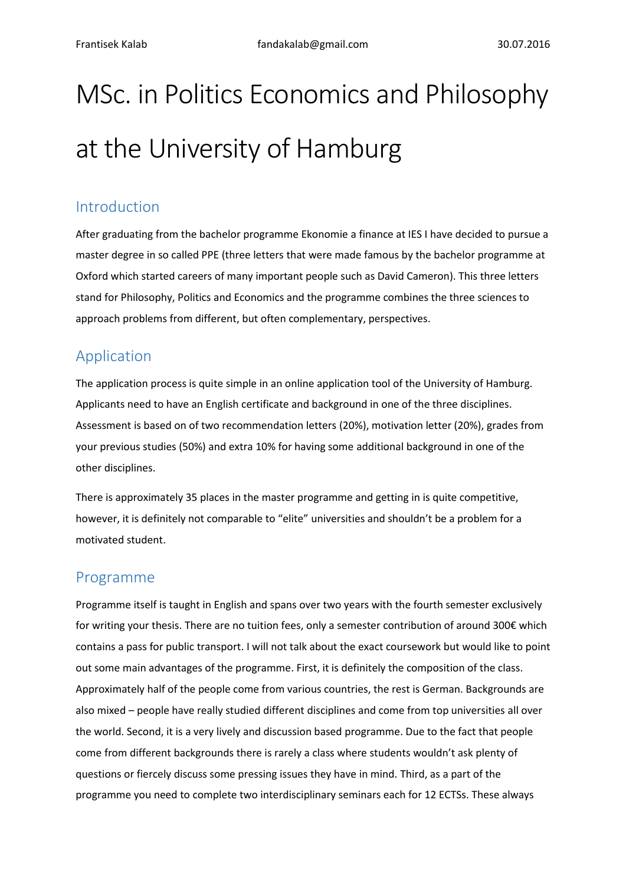Frantisek Kalab fandakalab@gmail.com 30.07.2016

# MSc. in Politics Economics and Philosophy at the University of Hamburg

## Introduction

After graduating from the bachelor programme Ekonomie a finance at IES I have decided to pursue a master degree in so called PPE (three letters that were made famous by the bachelor programme at Oxford which started careers of many important people such as David Cameron). This three letters stand for Philosophy, Politics and Economics and the programme combines the three sciences to approach problems from different, but often complementary, perspectives.

## Application

The application process is quite simple in an online application tool of the University of Hamburg. Applicants need to have an English certificate and background in one of the three disciplines. Assessment is based on of two recommendation letters (20%), motivation letter (20%), grades from your previous studies (50%) and extra 10% for having some additional background in one of the other disciplines.

There is approximately 35 places in the master programme and getting in is quite competitive, however, it is definitely not comparable to "elite" universities and shouldn't be a problem for a motivated student.

## Programme

Programme itself is taught in English and spans over two years with the fourth semester exclusively for writing your thesis. There are no tuition fees, only a semester contribution of around 300€ which contains a pass for public transport. I will not talk about the exact coursework but would like to point out some main advantages of the programme. First, it is definitely the composition of the class. Approximately half of the people come from various countries, the rest is German. Backgrounds are also mixed – people have really studied different disciplines and come from top universities all over the world. Second, it is a very lively and discussion based programme. Due to the fact that people come from different backgrounds there is rarely a class where students wouldn't ask plenty of questions or fiercely discuss some pressing issues they have in mind. Third, as a part of the programme you need to complete two interdisciplinary seminars each for 12 ECTSs. These always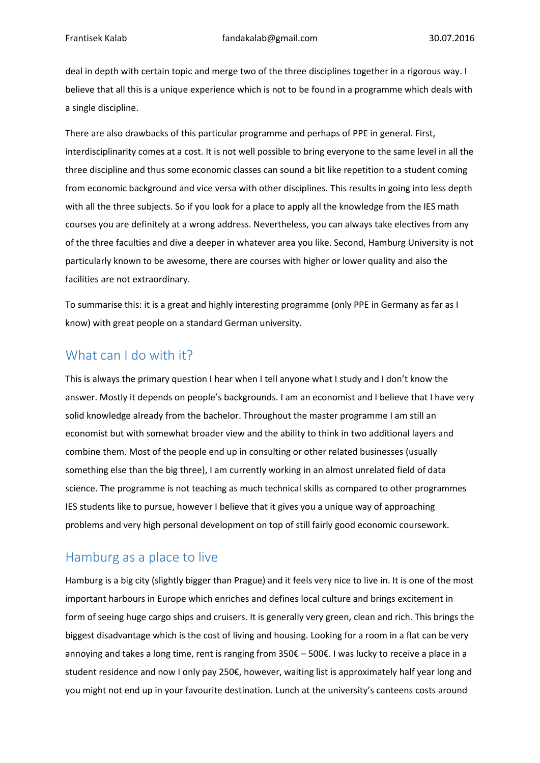deal in depth with certain topic and merge two of the three disciplines together in a rigorous way. I believe that all this is a unique experience which is not to be found in a programme which deals with a single discipline.

There are also drawbacks of this particular programme and perhaps of PPE in general. First, interdisciplinarity comes at a cost. It is not well possible to bring everyone to the same level in all the three discipline and thus some economic classes can sound a bit like repetition to a student coming from economic background and vice versa with other disciplines. This results in going into less depth with all the three subjects. So if you look for a place to apply all the knowledge from the IES math courses you are definitely at a wrong address. Nevertheless, you can always take electives from any of the three faculties and dive a deeper in whatever area you like. Second, Hamburg University is not particularly known to be awesome, there are courses with higher or lower quality and also the facilities are not extraordinary.

To summarise this: it is a great and highly interesting programme (only PPE in Germany as far as I know) with great people on a standard German university.

## What can I do with it?

This is always the primary question I hear when I tell anyone what I study and I don't know the answer. Mostly it depends on people's backgrounds. I am an economist and I believe that I have very solid knowledge already from the bachelor. Throughout the master programme I am still an economist but with somewhat broader view and the ability to think in two additional layers and combine them. Most of the people end up in consulting or other related businesses (usually something else than the big three), I am currently working in an almost unrelated field of data science. The programme is not teaching as much technical skills as compared to other programmes IES students like to pursue, however I believe that it gives you a unique way of approaching problems and very high personal development on top of still fairly good economic coursework.

## Hamburg as a place to live

Hamburg is a big city (slightly bigger than Prague) and it feels very nice to live in. It is one of the most important harbours in Europe which enriches and defines local culture and brings excitement in form of seeing huge cargo ships and cruisers. It is generally very green, clean and rich. This brings the biggest disadvantage which is the cost of living and housing. Looking for a room in a flat can be very annoying and takes a long time, rent is ranging from 350€ – 500€. I was lucky to receive a place in a student residence and now I only pay 250€, however, waiting list is approximately half year long and you might not end up in your favourite destination. Lunch at the university's canteens costs around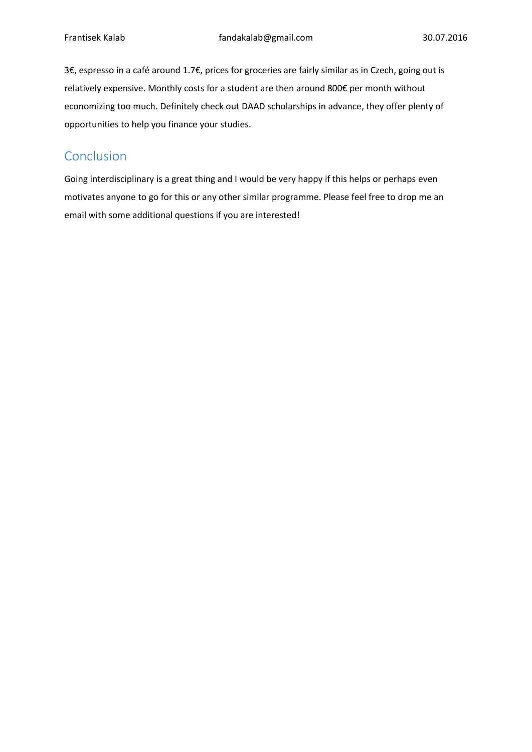3€, espresso in a café around 1.7€, prices for groceries are fairly similar as in Czech, going out is relatively expensive. Monthly costs for a student are then around 800€ per month without economizing too much. Definitely check out DAAD scholarships in advance, they offer plenty of opportunities to help you finance your studies.

## Conclusion

Going interdisciplinary is a great thing and I would be very happy if this helps or perhaps even motivates anyone to go for this or any other similar programme. Please feel free to drop me an email with some additional questions if you are interested!